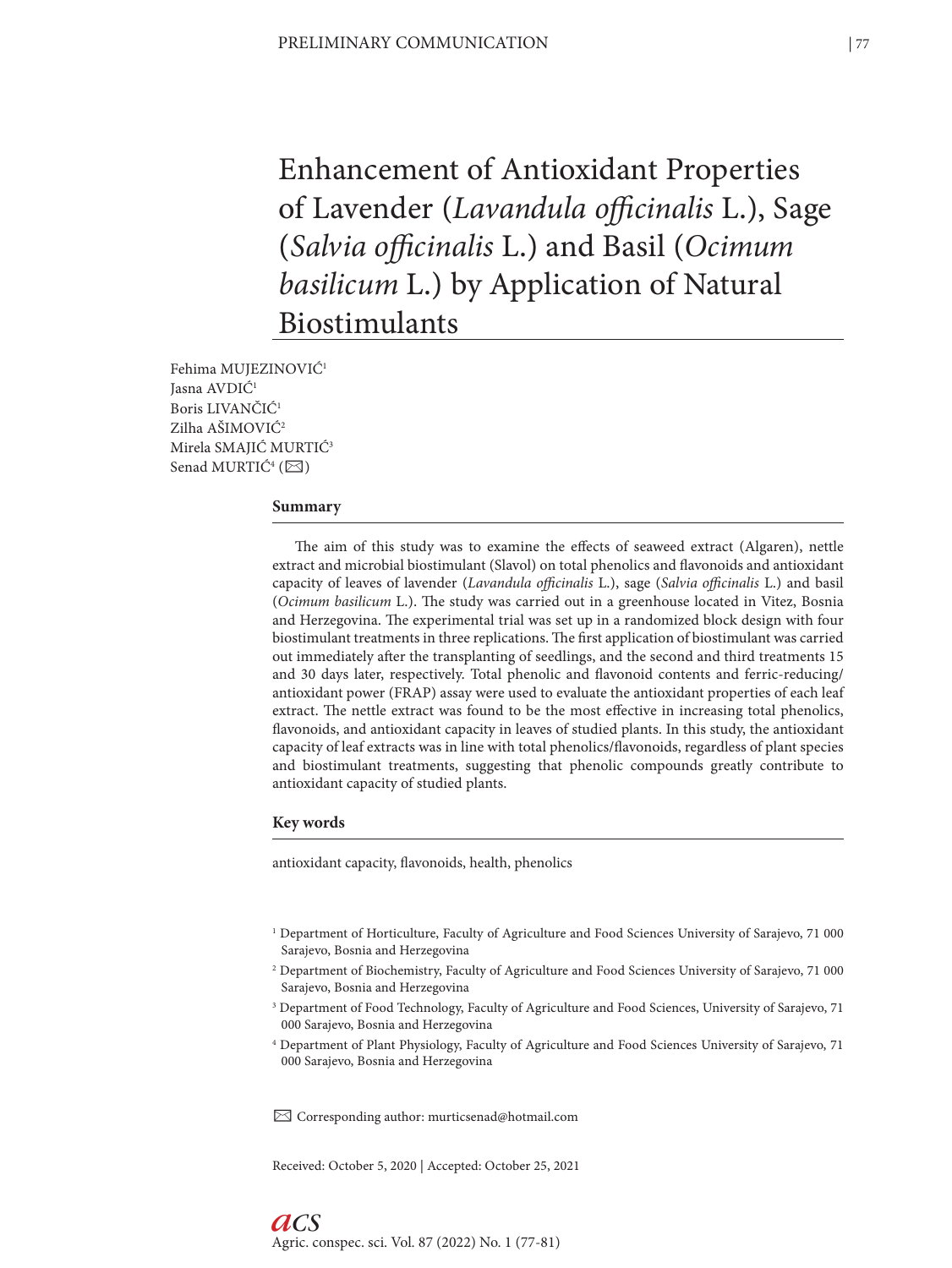# Enhancement of Antioxidant Properties of Lavender (*Lavandula officinalis* L.), Sage (*Salvia officinalis* L.) and Basil (*Ocimum basilicum* L.) by Application of Natural Biostimulants

Fehima MUJEZINOVIĆ[1]
Jasna AVDIĆ[1]
Boris LIVANČIĆ[1]
Zilha AŠIMOVIĆ[2]
Mirela SMAJIĆ MURTIĆ[3]
Senad MURTIĆ[4] (✉)

## Summary

The aim of this study was to examine the effects of seaweed extract (Algaren), nettle extract and microbial biostimulant (Slavol) on total phenolics and flavonoids and antioxidant capacity of leaves of lavender (*Lavandula officinalis* L.), sage (*Salvia officinalis* L.) and basil (*Ocimum basilicum* L.). The study was carried out in a greenhouse located in Vitez, Bosnia and Herzegovina. The experimental trial was set up in a randomized block design with four biostimulant treatments in three replications. The first application of biostimulant was carried out immediately after the transplanting of seedlings, and the second and third treatments 15 and 30 days later, respectively. Total phenolic and flavonoid contents and ferric-reducing/antioxidant power (FRAP) assay were used to evaluate the antioxidant properties of each leaf extract. The nettle extract was found to be the most effective in increasing total phenolics, flavonoids, and antioxidant capacity in leaves of studied plants. In this study, the antioxidant capacity of leaf extracts was in line with total phenolics/flavonoids, regardless of plant species and biostimulant treatments, suggesting that phenolic compounds greatly contribute to antioxidant capacity of studied plants.

## Key words

antioxidant capacity, flavonoids, health, phenolics

[1] Department of Horticulture, Faculty of Agriculture and Food Sciences University of Sarajevo, 71 000 Sarajevo, Bosnia and Herzegovina

[2] Department of Biochemistry, Faculty of Agriculture and Food Sciences University of Sarajevo, 71 000 Sarajevo, Bosnia and Herzegovina

[3] Department of Food Technology, Faculty of Agriculture and Food Sciences, University of Sarajevo, 71 000 Sarajevo, Bosnia and Herzegovina

[4] Department of Plant Physiology, Faculty of Agriculture and Food Sciences University of Sarajevo, 71 000 Sarajevo, Bosnia and Herzegovina

✉ Corresponding author: murticsenad@hotmail.com

Received: October 5, 2020 | Accepted: October 25, 2021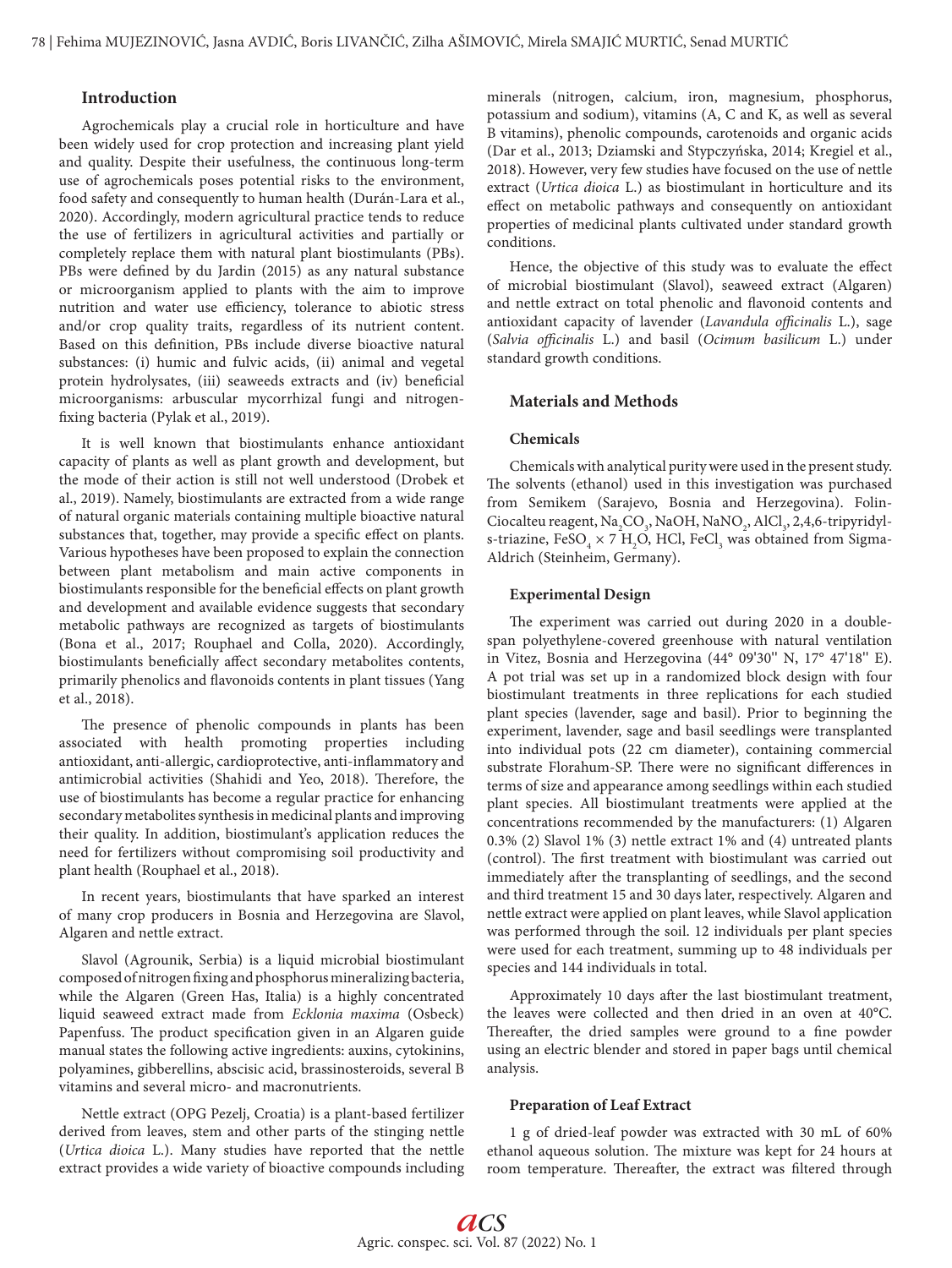## Introduction

Agrochemicals play a crucial role in horticulture and have been widely used for crop protection and increasing plant yield and quality. Despite their usefulness, the continuous long-term use of agrochemicals poses potential risks to the environment, food safety and consequently to human health (Durán-Lara et al., 2020). Accordingly, modern agricultural practice tends to reduce the use of fertilizers in agricultural activities and partially or completely replace them with natural plant biostimulants (PBs). PBs were defined by du Jardin (2015) as any natural substance or microorganism applied to plants with the aim to improve nutrition and water use efficiency, tolerance to abiotic stress and/or crop quality traits, regardless of its nutrient content. Based on this definition, PBs include diverse bioactive natural substances: (i) humic and fulvic acids, (ii) animal and vegetal protein hydrolysates, (iii) seaweeds extracts and (iv) beneficial microorganisms: arbuscular mycorrhizal fungi and nitrogen-fixing bacteria (Pylak et al., 2019).

It is well known that biostimulants enhance antioxidant capacity of plants as well as plant growth and development, but the mode of their action is still not well understood (Drobek et al., 2019). Namely, biostimulants are extracted from a wide range of natural organic materials containing multiple bioactive natural substances that, together, may provide a specific effect on plants. Various hypotheses have been proposed to explain the connection between plant metabolism and main active components in biostimulants responsible for the beneficial effects on plant growth and development and available evidence suggests that secondary metabolic pathways are recognized as targets of biostimulants (Bona et al., 2017; Rouphael and Colla, 2020). Accordingly, biostimulants beneficially affect secondary metabolites contents, primarily phenolics and flavonoids contents in plant tissues (Yang et al., 2018).

The presence of phenolic compounds in plants has been associated with health promoting properties including antioxidant, anti-allergic, cardioprotective, anti-inflammatory and antimicrobial activities (Shahidi and Yeo, 2018). Therefore, the use of biostimulants has become a regular practice for enhancing secondary metabolites synthesis in medicinal plants and improving their quality. In addition, biostimulant's application reduces the need for fertilizers without compromising soil productivity and plant health (Rouphael et al., 2018).

In recent years, biostimulants that have sparked an interest of many crop producers in Bosnia and Herzegovina are Slavol, Algaren and nettle extract.

Slavol (Agrounik, Serbia) is a liquid microbial biostimulant composed of nitrogen fixing and phosphorus mineralizing bacteria, while the Algaren (Green Has, Italia) is a highly concentrated liquid seaweed extract made from *Ecklonia maxima* (Osbeck) Papenfuss. The product specification given in an Algaren guide manual states the following active ingredients: auxins, cytokinins, polyamines, gibberellins, abscisic acid, brassinosteroids, several B vitamins and several micro- and macronutrients.

Nettle extract (OPG Pezelj, Croatia) is a plant-based fertilizer derived from leaves, stem and other parts of the stinging nettle (*Urtica dioica* L.). Many studies have reported that the nettle extract provides a wide variety of bioactive compounds including minerals (nitrogen, calcium, iron, magnesium, phosphorus, potassium and sodium), vitamins (A, C and K, as well as several B vitamins), phenolic compounds, carotenoids and organic acids (Dar et al., 2013; Dziamski and Stypczyńska, 2014; Kregiel et al., 2018). However, very few studies have focused on the use of nettle extract (*Urtica dioica* L.) as biostimulant in horticulture and its effect on metabolic pathways and consequently on antioxidant properties of medicinal plants cultivated under standard growth conditions.

Hence, the objective of this study was to evaluate the effect of microbial biostimulant (Slavol), seaweed extract (Algaren) and nettle extract on total phenolic and flavonoid contents and antioxidant capacity of lavender (*Lavandula officinalis* L.), sage (*Salvia officinalis* L.) and basil (*Ocimum basilicum* L.) under standard growth conditions.

## Materials and Methods

### Chemicals

Chemicals with analytical purity were used in the present study. The solvents (ethanol) used in this investigation was purchased from Semikem (Sarajevo, Bosnia and Herzegovina). Folin-Ciocalteu reagent, $Na_2CO_3$, $NaOH$, $NaNO_2$, $AlCl_3$, 2,4,6-tripyridyl-s-triazine, $FeSO_4 \times 7\ H_2O$, HCl, $FeCl_3$ was obtained from Sigma-Aldrich (Steinheim, Germany).

### Experimental Design

The experiment was carried out during 2020 in a double-span polyethylene-covered greenhouse with natural ventilation in Vitez, Bosnia and Herzegovina (44° 09'30'' N, 17° 47'18'' E). A pot trial was set up in a randomized block design with four biostimulant treatments in three replications for each studied plant species (lavender, sage and basil). Prior to beginning the experiment, lavender, sage and basil seedlings were transplanted into individual pots (22 cm diameter), containing commercial substrate Florahum-SP. There were no significant differences in terms of size and appearance among seedlings within each studied plant species. All biostimulant treatments were applied at the concentrations recommended by the manufacturers: (1) Algaren 0.3% (2) Slavol 1% (3) nettle extract 1% and (4) untreated plants (control). The first treatment with biostimulant was carried out immediately after the transplanting of seedlings, and the second and third treatment 15 and 30 days later, respectively. Algaren and nettle extract were applied on plant leaves, while Slavol application was performed through the soil. 12 individuals per plant species were used for each treatment, summing up to 48 individuals per species and 144 individuals in total.

Approximately 10 days after the last biostimulant treatment, the leaves were collected and then dried in an oven at 40°C. Thereafter, the dried samples were ground to a fine powder using an electric blender and stored in paper bags until chemical analysis.

### Preparation of Leaf Extract

1 g of dried-leaf powder was extracted with 30 mL of 60% ethanol aqueous solution. The mixture was kept for 24 hours at room temperature. Thereafter, the extract was filtered through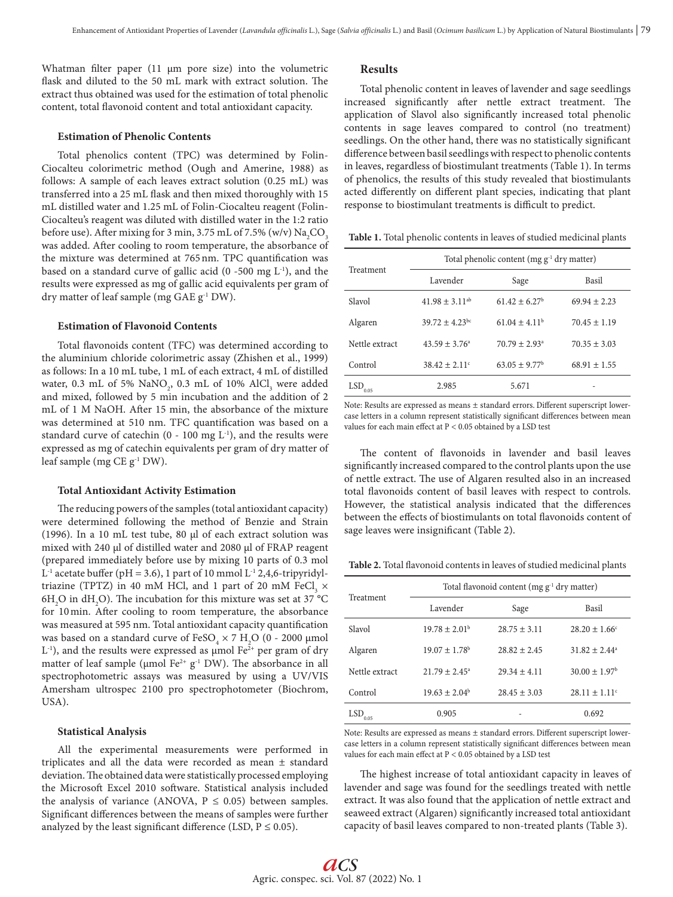Whatman filter paper (11 µm pore size) into the volumetric flask and diluted to the 50 mL mark with extract solution. The extract thus obtained was used for the estimation of total phenolic content, total flavonoid content and total antioxidant capacity.

### Estimation of Phenolic Contents

Total phenolics content (TPC) was determined by Folin-Ciocalteu colorimetric method (Ough and Amerine, 1988) as follows: A sample of each leaves extract solution (0.25 mL) was transferred into a 25 mL flask and then mixed thoroughly with 15 mL distilled water and 1.25 mL of Folin-Ciocalteu reagent (Folin-Ciocalteu's reagent was diluted with distilled water in the 1:2 ratio before use). After mixing for 3 min, 3.75 mL of 7.5% (w/v) $Na_2CO_3$ was added. After cooling to room temperature, the absorbance of the mixture was determined at 765 nm. TPC quantification was based on a standard curve of gallic acid (0 -500 mg $L^{-1}$), and the results were expressed as mg of gallic acid equivalents per gram of dry matter of leaf sample (mg GAE $g^{-1}$ DW).

### Estimation of Flavonoid Contents

Total flavonoids content (TFC) was determined according to the aluminium chloride colorimetric assay (Zhishen et al., 1999) as follows: In a 10 mL tube, 1 mL of each extract, 4 mL of distilled water, 0.3 mL of 5% $NaNO_2$, 0.3 mL of 10% $AlCl_3$ were added and mixed, followed by 5 min incubation and the addition of 2 mL of 1 M NaOH. After 15 min, the absorbance of the mixture was determined at 510 nm. TFC quantification was based on a standard curve of catechin (0 - 100 mg $L^{-1}$), and the results were expressed as mg of catechin equivalents per gram of dry matter of leaf sample (mg CE $g^{-1}$ DW).

### Total Antioxidant Activity Estimation

The reducing powers of the samples (total antioxidant capacity) were determined following the method of Benzie and Strain (1996). In a 10 mL test tube, 80 µl of each extract solution was mixed with 240 µl of distilled water and 2080 µl of FRAP reagent (prepared immediately before use by mixing 10 parts of 0.3 mol $L^{-1}$ acetate buffer (pH = 3.6), 1 part of 10 mmol $L^{-1}$ 2,4,6-tripyridyl-triazine (TPTZ) in 40 mM HCl, and 1 part of 20 mM $FeCl_3 \times 6H_2O$ in $dH_2O$). The incubation for this mixture was set at 37 °C for 10 min. After cooling to room temperature, the absorbance was measured at 595 nm. Total antioxidant capacity quantification was based on a standard curve of $FeSO_4 \times 7\ H_2O$ (0 - 2000 µmol $L^{-1}$), and the results were expressed as µmol $Fe^{2+}$ per gram of dry matter of leaf sample (µmol $Fe^{2+}$ $g^{-1}$ DW). The absorbance in all spectrophotometric assays was measured by using a UV/VIS Amersham ultrospec 2100 pro spectrophotometer (Biochrom, USA).

### Statistical Analysis

All the experimental measurements were performed in triplicates and all the data were recorded as mean ± standard deviation. The obtained data were statistically processed employing the Microsoft Excel 2010 software. Statistical analysis included the analysis of variance (ANOVA, $P \leq 0.05$) between samples. Significant differences between the means of samples were further analyzed by the least significant difference (LSD, $P \leq 0.05$).

## Results

Total phenolic content in leaves of lavender and sage seedlings increased significantly after nettle extract treatment. The application of Slavol also significantly increased total phenolic contents in sage leaves compared to control (no treatment) seedlings. On the other hand, there was no statistically significant difference between basil seedlings with respect to phenolic contents in leaves, regardless of biostimulant treatments (Table 1). In terms of phenolics, the results of this study revealed that biostimulants acted differently on different plant species, indicating that plant response to biostimulant treatments is difficult to predict.

**Table 1.** Total phenolic contents in leaves of studied medicinal plants

| Treatment | Total phenolic content (mg $g^{-1}$ dry matter) | | |
|---|---|---|---|
| | Lavender | Sage | Basil |
| Slavol | $41.98 \pm 3.11^{ab}$ | $61.42 \pm 6.27^{b}$ | $69.94 \pm 2.23$ |
| Algaren | $39.72 \pm 4.23^{bc}$ | $61.04 \pm 4.11^{b}$ | $70.45 \pm 1.19$ |
| Nettle extract | $43.59 \pm 3.76^{a}$ | $70.79 \pm 2.93^{a}$ | $70.35 \pm 3.03$ |
| Control | $38.42 \pm 2.11^{c}$ | $63.05 \pm 9.77^{b}$ | $68.91 \pm 1.55$ |
| $LSD_{0.05}$ | 2.985 | 5.671 | - |

Note: Results are expressed as means ± standard errors. Different superscript lowercase letters in a column represent statistically significant differences between mean values for each main effect at P < 0.05 obtained by a LSD test

The content of flavonoids in lavender and basil leaves significantly increased compared to the control plants upon the use of nettle extract. The use of Algaren resulted also in an increased total flavonoids content of basil leaves with respect to controls. However, the statistical analysis indicated that the differences between the effects of biostimulants on total flavonoids content of sage leaves were insignificant (Table 2).

**Table 2.** Total flavonoid contents in leaves of studied medicinal plants

| Treatment | Total flavonoid content (mg $g^{-1}$ dry matter) | | |
|---|---|---|---|
| | Lavender | Sage | Basil |
| Slavol | $19.78 \pm 2.01^{b}$ | $28.75 \pm 3.11$ | $28.20 \pm 1.66^{c}$ |
| Algaren | $19.07 \pm 1.78^{b}$ | $28.82 \pm 2.45$ | $31.82 \pm 2.44^{a}$ |
| Nettle extract | $21.79 \pm 2.45^{a}$ | $29.34 \pm 4.11$ | $30.00 \pm 1.97^{b}$ |
| Control | $19.63 \pm 2.04^{b}$ | $28.45 \pm 3.03$ | $28.11 \pm 1.11^{c}$ |
| $LSD_{0.05}$ | 0.905 | - | 0.692 |

Note: Results are expressed as means ± standard errors. Different superscript lowercase letters in a column represent statistically significant differences between mean values for each main effect at P < 0.05 obtained by a LSD test

The highest increase of total antioxidant capacity in leaves of lavender and sage was found for the seedlings treated with nettle extract. It was also found that the application of nettle extract and seaweed extract (Algaren) significantly increased total antioxidant capacity of basil leaves compared to non-treated plants (Table 3).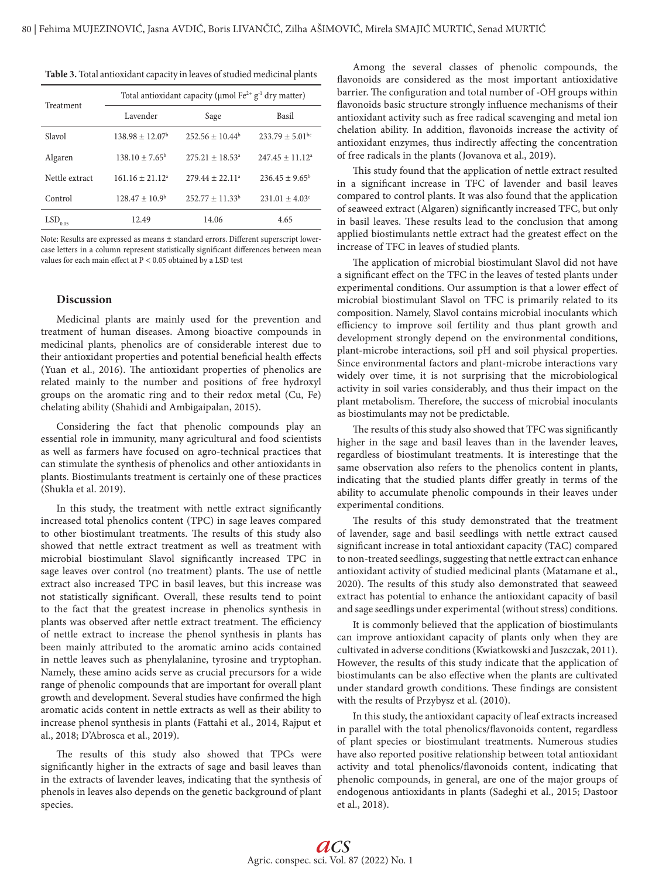**Table 3.** Total antioxidant capacity in leaves of studied medicinal plants

| Treatment | Total antioxidant capacity (μmol $Fe^{2+}$ $g^{-1}$ dry matter) | | |
|---|---|---|---|
| | Lavender | Sage | Basil |
| Slavol | 138.98 ± 12.07$^{b}$ | 252.56 ± 10.44$^{b}$ | 233.79 ± 5.01$^{bc}$ |
| Algaren | 138.10 ± 7.65$^{b}$ | 275.21 ± 18.53$^{a}$ | 247.45 ± 11.12$^{a}$ |
| Nettle extract | 161.16 ± 21.12$^{a}$ | 279.44 ± 22.11$^{a}$ | 236.45 ± 9.65$^{b}$ |
| Control | 128.47 ± 10.9$^{b}$ | 252.77 ± 11.33$^{b}$ | 231.01 ± 4.03$^{c}$ |
| $LSD_{0.05}$ | 12.49 | 14.06 | 4.65 |

Note: Results are expressed as means ± standard errors. Different superscript lowercase letters in a column represent statistically significant differences between mean values for each main effect at $P < 0.05$ obtained by a LSD test

## Discussion

Medicinal plants are mainly used for the prevention and treatment of human diseases. Among bioactive compounds in medicinal plants, phenolics are of considerable interest due to their antioxidant properties and potential beneficial health effects (Yuan et al., 2016). The antioxidant properties of phenolics are related mainly to the number and positions of free hydroxyl groups on the aromatic ring and to their redox metal (Cu, Fe) chelating ability (Shahidi and Ambigaipalan, 2015).

Considering the fact that phenolic compounds play an essential role in immunity, many agricultural and food scientists as well as farmers have focused on agro-technical practices that can stimulate the synthesis of phenolics and other antioxidants in plants. Biostimulants treatment is certainly one of these practices (Shukla et al. 2019).

In this study, the treatment with nettle extract significantly increased total phenolics content (TPC) in sage leaves compared to other biostimulant treatments. The results of this study also showed that nettle extract treatment as well as treatment with microbial biostimulant Slavol significantly increased TPC in sage leaves over control (no treatment) plants. The use of nettle extract also increased TPC in basil leaves, but this increase was not statistically significant. Overall, these results tend to point to the fact that the greatest increase in phenolics synthesis in plants was observed after nettle extract treatment. The efficiency of nettle extract to increase the phenol synthesis in plants has been mainly attributed to the aromatic amino acids contained in nettle leaves such as phenylalanine, tyrosine and tryptophan. Namely, these amino acids serve as crucial precursors for a wide range of phenolic compounds that are important for overall plant growth and development. Several studies have confirmed the high aromatic acids content in nettle extracts as well as their ability to increase phenol synthesis in plants (Fattahi et al., 2014, Rajput et al., 2018; D'Abrosca et al., 2019).

The results of this study also showed that TPCs were significantly higher in the extracts of sage and basil leaves than in the extracts of lavender leaves, indicating that the synthesis of phenols in leaves also depends on the genetic background of plant species.

Among the several classes of phenolic compounds, the flavonoids are considered as the most important antioxidative barrier. The configuration and total number of -OH groups within flavonoids basic structure strongly influence mechanisms of their antioxidant activity such as free radical scavenging and metal ion chelation ability. In addition, flavonoids increase the activity of antioxidant enzymes, thus indirectly affecting the concentration of free radicals in the plants (Jovanova et al., 2019).

This study found that the application of nettle extract resulted in a significant increase in TFC of lavender and basil leaves compared to control plants. It was also found that the application of seaweed extract (Algaren) significantly increased TFC, but only in basil leaves. These results lead to the conclusion that among applied biostimulants nettle extract had the greatest effect on the increase of TFC in leaves of studied plants.

The application of microbial biostimulant Slavol did not have a significant effect on the TFC in the leaves of tested plants under experimental conditions. Our assumption is that a lower effect of microbial biostimulant Slavol on TFC is primarily related to its composition. Namely, Slavol contains microbial inoculants which efficiency to improve soil fertility and thus plant growth and development strongly depend on the environmental conditions, plant-microbe interactions, soil pH and soil physical properties. Since environmental factors and plant-microbe interactions vary widely over time, it is not surprising that the microbiological activity in soil varies considerably, and thus their impact on the plant metabolism. Therefore, the success of microbial inoculants as biostimulants may not be predictable.

The results of this study also showed that TFC was significantly higher in the sage and basil leaves than in the lavender leaves, regardless of biostimulant treatments. It is interestinge that the same observation also refers to the phenolics content in plants, indicating that the studied plants differ greatly in terms of the ability to accumulate phenolic compounds in their leaves under experimental conditions.

The results of this study demonstrated that the treatment of lavender, sage and basil seedlings with nettle extract caused significant increase in total antioxidant capacity (TAC) compared to non-treated seedlings, suggesting that nettle extract can enhance antioxidant activity of studied medicinal plants (Matamane et al., 2020). The results of this study also demonstrated that seaweed extract has potential to enhance the antioxidant capacity of basil and sage seedlings under experimental (without stress) conditions.

It is commonly believed that the application of biostimulants can improve antioxidant capacity of plants only when they are cultivated in adverse conditions (Kwiatkowski and Juszczak, 2011). However, the results of this study indicate that the application of biostimulants can be also effective when the plants are cultivated under standard growth conditions. These findings are consistent with the results of Przybysz et al. (2010).

In this study, the antioxidant capacity of leaf extracts increased in parallel with the total phenolics/flavonoids content, regardless of plant species or biostimulant treatments. Numerous studies have also reported positive relationship between total antioxidant activity and total phenolics/flavonoids content, indicating that phenolic compounds, in general, are one of the major groups of endogenous antioxidants in plants (Sadeghi et al., 2015; Dastoor et al., 2018).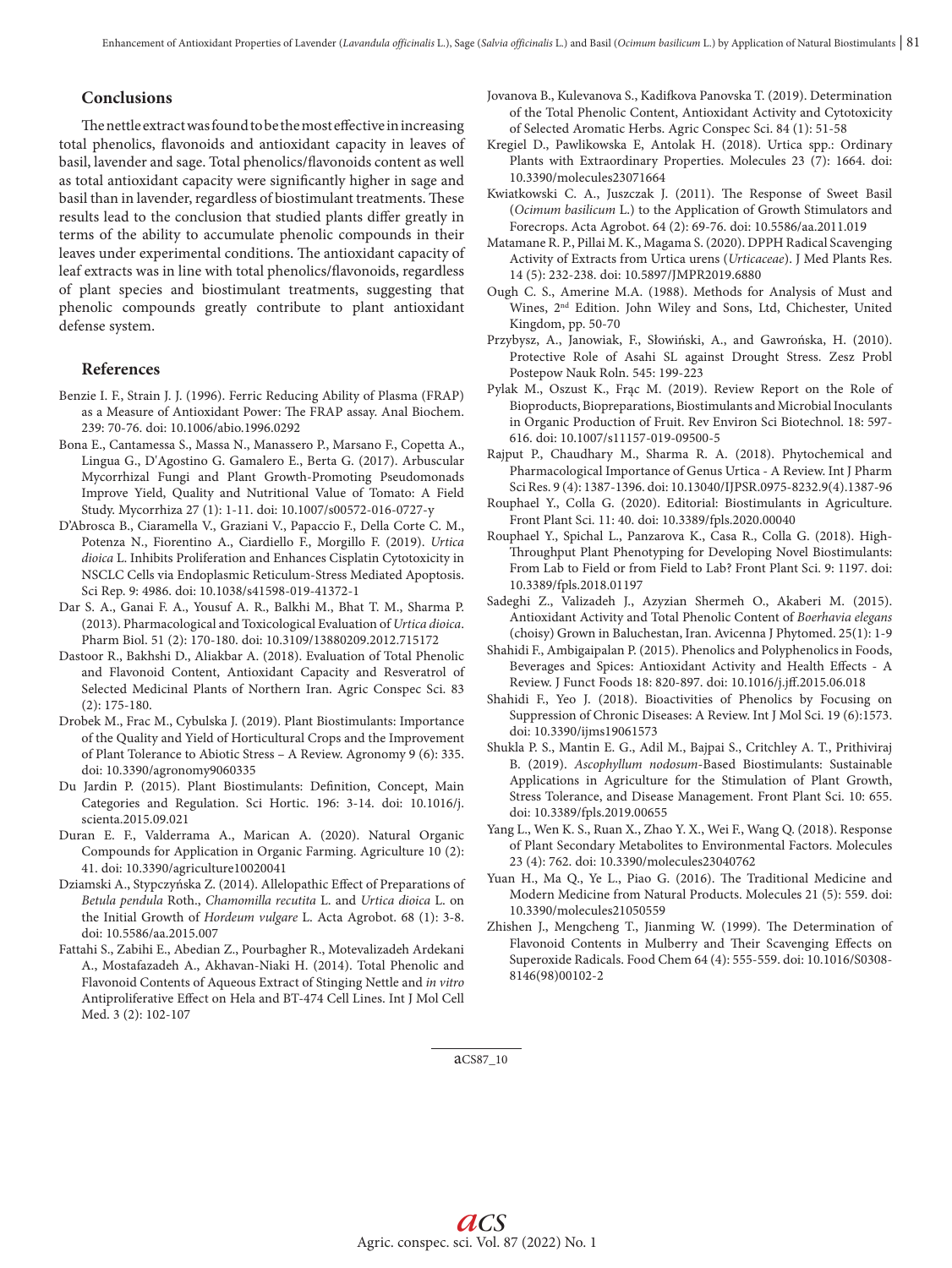## Conclusions

The nettle extract was found to be the most effective in increasing total phenolics, flavonoids and antioxidant capacity in leaves of basil, lavender and sage. Total phenolics/flavonoids content as well as total antioxidant capacity were significantly higher in sage and basil than in lavender, regardless of biostimulant treatments. These results lead to the conclusion that studied plants differ greatly in terms of the ability to accumulate phenolic compounds in their leaves under experimental conditions. The antioxidant capacity of leaf extracts was in line with total phenolics/flavonoids, regardless of plant species and biostimulant treatments, suggesting that phenolic compounds greatly contribute to plant antioxidant defense system.

## References

Benzie I. F., Strain J. J. (1996). Ferric Reducing Ability of Plasma (FRAP) as a Measure of Antioxidant Power: The FRAP assay. Anal Biochem. 239: 70-76. doi: 10.1006/abio.1996.0292

Bona E., Cantamessa S., Massa N., Manassero P., Marsano F., Copetta A., Lingua G., D'Agostino G. Gamalero E., Berta G. (2017). Arbuscular Mycorrhizal Fungi and Plant Growth-Promoting Pseudomonads Improve Yield, Quality and Nutritional Value of Tomato: A Field Study. Mycorrhiza 27 (1): 1-11. doi: 10.1007/s00572-016-0727-y

D'Abrosca B., Ciaramella V., Graziani V., Papaccio F., Della Corte C. M., Potenza N., Fiorentino A., Ciardiello F., Morgillo F. (2019). *Urtica dioica* L. Inhibits Proliferation and Enhances Cisplatin Cytotoxicity in NSCLC Cells via Endoplasmic Reticulum-Stress Mediated Apoptosis. Sci Rep. 9: 4986. doi: 10.1038/s41598-019-41372-1

Dar S. A., Ganai F. A., Yousuf A. R., Balkhi M., Bhat T. M., Sharma P. (2013). Pharmacological and Toxicological Evaluation of *Urtica dioica*. Pharm Biol. 51 (2): 170-180. doi: 10.3109/13880209.2012.715172

Dastoor R., Bakhshi D., Aliakbar A. (2018). Evaluation of Total Phenolic and Flavonoid Content, Antioxidant Capacity and Resveratrol of Selected Medicinal Plants of Northern Iran. Agric Conspec Sci. 83 (2): 175-180.

Drobek M., Frac M., Cybulska J. (2019). Plant Biostimulants: Importance of the Quality and Yield of Horticultural Crops and the Improvement of Plant Tolerance to Abiotic Stress – A Review. Agronomy 9 (6): 335. doi: 10.3390/agronomy9060335

Du Jardin P. (2015). Plant Biostimulants: Definition, Concept, Main Categories and Regulation. Sci Hortic. 196: 3-14. doi: 10.1016/j.scienta.2015.09.021

Duran E. F., Valderrama A., Marican A. (2020). Natural Organic Compounds for Application in Organic Farming. Agriculture 10 (2): 41. doi: 10.3390/agriculture10020041

Dziamski A., Stypczyńska Z. (2014). Allelopathic Effect of Preparations of *Betula pendula* Roth., *Chamomilla recutita* L. and *Urtica dioica* L. on the Initial Growth of *Hordeum vulgare* L. Acta Agrobot. 68 (1): 3-8. doi: 10.5586/aa.2015.007

Fattahi S., Zabihi E., Abedian Z., Pourbagher R., Motevalizadeh Ardekani A., Mostafazadeh A., Akhavan-Niaki H. (2014). Total Phenolic and Flavonoid Contents of Aqueous Extract of Stinging Nettle and *in vitro* Antiproliferative Effect on Hela and BT-474 Cell Lines. Int J Mol Cell Med. 3 (2): 102-107

Jovanova B., Kulevanova S., Kadifkova Panovska T. (2019). Determination of the Total Phenolic Content, Antioxidant Activity and Cytotoxicity of Selected Aromatic Herbs. Agric Conspec Sci. 84 (1): 51-58

Kregiel D., Pawlikowska E, Antolak H. (2018). Urtica spp.: Ordinary Plants with Extraordinary Properties. Molecules 23 (7): 1664. doi: 10.3390/molecules23071664

Kwiatkowski C. A., Juszczak J. (2011). The Response of Sweet Basil (*Ocimum basilicum* L.) to the Application of Growth Stimulators and Forecrops. Acta Agrobot. 64 (2): 69-76. doi: 10.5586/aa.2011.019

Matamane R. P., Pillai M. K., Magama S. (2020). DPPH Radical Scavenging Activity of Extracts from Urtica urens (*Urticaceae*). J Med Plants Res. 14 (5): 232-238. doi: 10.5897/JMPR2019.6880

Ough C. S., Amerine M.A. (1988). Methods for Analysis of Must and Wines, 2nd Edition. John Wiley and Sons, Ltd, Chichester, United Kingdom, pp. 50-70

Przybysz, A., Janowiak, F., Słowiński, A., and Gawrońska, H. (2010). Protective Role of Asahi SL against Drought Stress. Zesz Probl Postepow Nauk Roln. 545: 199-223

Pylak M., Oszust K., Frąc M. (2019). Review Report on the Role of Bioproducts, Biopreparations, Biostimulants and Microbial Inoculants in Organic Production of Fruit. Rev Environ Sci Biotechnol. 18: 597-616. doi: 10.1007/s11157-019-09500-5

Rajput P., Chaudhary M., Sharma R. A. (2018). Phytochemical and Pharmacological Importance of Genus Urtica - A Review. Int J Pharm Sci Res. 9 (4): 1387-1396. doi: 10.13040/IJPSR.0975-8232.9(4).1387-96

Rouphael Y., Colla G. (2020). Editorial: Biostimulants in Agriculture. Front Plant Sci. 11: 40. doi: 10.3389/fpls.2020.00040

Rouphael Y., Spichal L., Panzarova K., Casa R., Colla G. (2018). High-Throughput Plant Phenotyping for Developing Novel Biostimulants: From Lab to Field or from Field to Lab? Front Plant Sci. 9: 1197. doi: 10.3389/fpls.2018.01197

Sadeghi Z., Valizadeh J., Azyzian Shermeh O., Akaberi M. (2015). Antioxidant Activity and Total Phenolic Content of *Boerhavia elegans* (choisy) Grown in Baluchestan, Iran. Avicenna J Phytomed. 25(1): 1-9

Shahidi F., Ambigaipalan P. (2015). Phenolics and Polyphenolics in Foods, Beverages and Spices: Antioxidant Activity and Health Effects - A Review. J Funct Foods 18: 820-897. doi: 10.1016/j.jff.2015.06.018

Shahidi F., Yeo J. (2018). Bioactivities of Phenolics by Focusing on Suppression of Chronic Diseases: A Review. Int J Mol Sci. 19 (6):1573. doi: 10.3390/ijms19061573

Shukla P. S., Mantin E. G., Adil M., Bajpai S., Critchley A. T., Prithiviraj B. (2019). *Ascophyllum nodosum*-Based Biostimulants: Sustainable Applications in Agriculture for the Stimulation of Plant Growth, Stress Tolerance, and Disease Management. Front Plant Sci. 10: 655. doi: 10.3389/fpls.2019.00655

Yang L., Wen K. S., Ruan X., Zhao Y. X., Wei F., Wang Q. (2018). Response of Plant Secondary Metabolites to Environmental Factors. Molecules 23 (4): 762. doi: 10.3390/molecules23040762

Yuan H., Ma Q., Ye L., Piao G. (2016). The Traditional Medicine and Modern Medicine from Natural Products. Molecules 21 (5): 559. doi: 10.3390/molecules21050559

Zhishen J., Mengcheng T., Jianming W. (1999). The Determination of Flavonoid Contents in Mulberry and Their Scavenging Effects on Superoxide Radicals. Food Chem 64 (4): 555-559. doi: 10.1016/S0308-8146(98)00102-2

aCS87_10